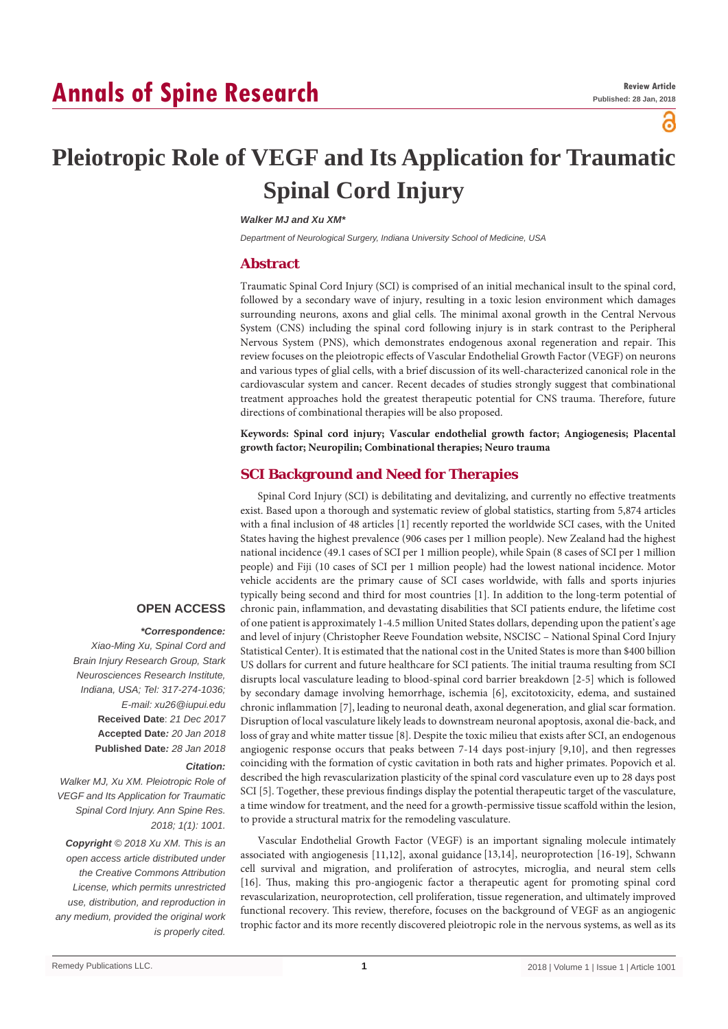# Pleiotropic Role of VEGF and Its Application for Traumatic Spinal Cord Injury

***Walker MJ and Xu XM****

*Department of Neurological Surgery, Indiana University School of Medicine, USA*

## Abstract

Traumatic Spinal Cord Injury (SCI) is comprised of an initial mechanical insult to the spinal cord, followed by a secondary wave of injury, resulting in a toxic lesion environment which damages surrounding neurons, axons and glial cells. The minimal axonal growth in the Central Nervous System (CNS) including the spinal cord following injury is in stark contrast to the Peripheral Nervous System (PNS), which demonstrates endogenous axonal regeneration and repair. This review focuses on the pleiotropic effects of Vascular Endothelial Growth Factor (VEGF) on neurons and various types of glial cells, with a brief discussion of its well-characterized canonical role in the cardiovascular system and cancer. Recent decades of studies strongly suggest that combinational treatment approaches hold the greatest therapeutic potential for CNS trauma. Therefore, future directions of combinational therapies will be also proposed.

**Keywords: Spinal cord injury; Vascular endothelial growth factor; Angiogenesis; Placental growth factor; Neuropilin; Combinational therapies; Neuro trauma**

**OPEN ACCESS**

***Correspondence:***
*Xiao-Ming Xu, Spinal Cord and Brain Injury Research Group, Stark Neurosciences Research Institute, Indiana, USA; Tel: 317-274-1036; E-mail: xu26@iupui.edu*

**Received Date**: *21 Dec 2017*
**Accepted Date:** *20 Jan 2018*
**Published Date:** *28 Jan 2018*

***Citation:***
*Walker MJ, Xu XM. Pleiotropic Role of VEGF and Its Application for Traumatic Spinal Cord Injury. Ann Spine Res. 2018; 1(1): 1001.*

***Copyright** © 2018 Xu XM. This is an open access article distributed under the Creative Commons Attribution License, which permits unrestricted use, distribution, and reproduction in any medium, provided the original work is properly cited.*

## SCI Background and Need for Therapies

Spinal Cord Injury (SCI) is debilitating and devitalizing, and currently no effective treatments exist. Based upon a thorough and systematic review of global statistics, starting from 5,874 articles with a final inclusion of 48 articles [1] recently reported the worldwide SCI cases, with the United States having the highest prevalence (906 cases per 1 million people). New Zealand had the highest national incidence (49.1 cases of SCI per 1 million people), while Spain (8 cases of SCI per 1 million people) and Fiji (10 cases of SCI per 1 million people) had the lowest national incidence. Motor vehicle accidents are the primary cause of SCI cases worldwide, with falls and sports injuries typically being second and third for most countries [1]. In addition to the long-term potential of chronic pain, inflammation, and devastating disabilities that SCI patients endure, the lifetime cost of one patient is approximately 1-4.5 million United States dollars, depending upon the patient's age and level of injury (Christopher Reeve Foundation website, NSCISC – National Spinal Cord Injury Statistical Center). It is estimated that the national cost in the United States is more than $400 billion US dollars for current and future healthcare for SCI patients. The initial trauma resulting from SCI disrupts local vasculature leading to blood-spinal cord barrier breakdown [2-5] which is followed by secondary damage involving hemorrhage, ischemia [6], excitotoxicity, edema, and sustained chronic inflammation [7], leading to neuronal death, axonal degeneration, and glial scar formation. Disruption of local vasculature likely leads to downstream neuronal apoptosis, axonal die-back, and loss of gray and white matter tissue [8]. Despite the toxic milieu that exists after SCI, an endogenous angiogenic response occurs that peaks between 7-14 days post-injury [9,10], and then regresses coinciding with the formation of cystic cavitation in both rats and higher primates. Popovich et al. described the high revascularization plasticity of the spinal cord vasculature even up to 28 days post SCI [5]. Together, these previous findings display the potential therapeutic target of the vasculature, a time window for treatment, and the need for a growth-permissive tissue scaffold within the lesion, to provide a structural matrix for the remodeling vasculature.

Vascular Endothelial Growth Factor (VEGF) is an important signaling molecule intimately associated with angiogenesis [11,12], axonal guidance [13,14], neuroprotection [16-19], Schwann cell survival and migration, and proliferation of astrocytes, microglia, and neural stem cells [16]. Thus, making this pro-angiogenic factor a therapeutic agent for promoting spinal cord revascularization, neuroprotection, cell proliferation, tissue regeneration, and ultimately improved functional recovery. This review, therefore, focuses on the background of VEGF as an angiogenic trophic factor and its more recently discovered pleiotropic role in the nervous systems, as well as its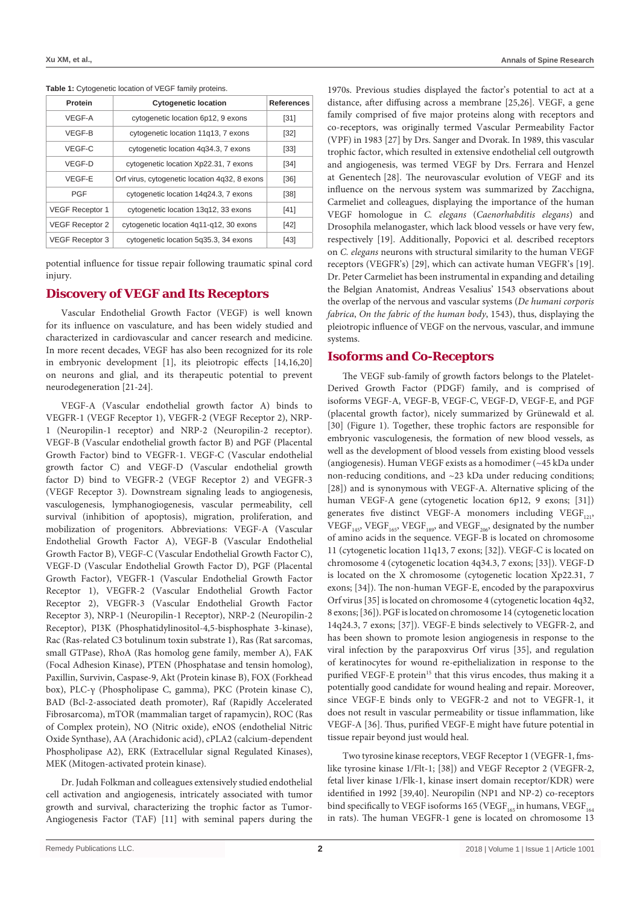**Table 1:** Cytogenetic location of VEGF family proteins.

| Protein | Cytogenetic location | References |
|---|---|---|
| VEGF-A | cytogenetic location 6p12, 9 exons | [31] |
| VEGF-B | cytogenetic location 11q13, 7 exons | [32] |
| VEGF-C | cytogenetic location 4q34.3, 7 exons | [33] |
| VEGF-D | cytogenetic location Xp22.31, 7 exons | [34] |
| VEGF-E | Orf virus, cytogenetic location 4q32, 8 exons | [36] |
| PGF | cytogenetic location 14q24.3, 7 exons | [38] |
| VEGF Receptor 1 | cytogenetic location 13q12, 33 exons | [41] |
| VEGF Receptor 2 | cytogenetic location 4q11-q12, 30 exons | [42] |
| VEGF Receptor 3 | cytogenetic location 5q35.3, 34 exons | [43] |

potential influence for tissue repair following traumatic spinal cord injury.

## Discovery of VEGF and Its Receptors

Vascular Endothelial Growth Factor (VEGF) is well known for its influence on vasculature, and has been widely studied and characterized in cardiovascular and cancer research and medicine. In more recent decades, VEGF has also been recognized for its role in embryonic development [1], its pleiotropic effects [14,16,20] on neurons and glial, and its therapeutic potential to prevent neurodegeneration [21-24].

VEGF-A (Vascular endothelial growth factor A) binds to VEGFR-1 (VEGF Receptor 1), VEGFR-2 (VEGF Receptor 2), NRP-1 (Neuropilin-1 receptor) and NRP-2 (Neuropilin-2 receptor). VEGF-B (Vascular endothelial growth factor B) and PGF (Placental Growth Factor) bind to VEGFR-1. VEGF-C (Vascular endothelial growth factor C) and VEGF-D (Vascular endothelial growth factor D) bind to VEGFR-2 (VEGF Receptor 2) and VEGFR-3 (VEGF Receptor 3). Downstream signaling leads to angiogenesis, vasculogenesis, lymphangiogenesis, vascular permeability, cell survival (inhibition of apoptosis), migration, proliferation, and mobilization of progenitors. Abbreviations: VEGF-A (Vascular Endothelial Growth Factor A), VEGF-B (Vascular Endothelial Growth Factor B), VEGF-C (Vascular Endothelial Growth Factor C), VEGF-D (Vascular Endothelial Growth Factor D), PGF (Placental Growth Factor), VEGFR-1 (Vascular Endothelial Growth Factor Receptor 1), VEGFR-2 (Vascular Endothelial Growth Factor Receptor 2), VEGFR-3 (Vascular Endothelial Growth Factor Receptor 3), NRP-1 (Neuropilin-1 Receptor), NRP-2 (Neuropilin-2 Receptor), PI3K (Phosphatidylinositol-4,5-bisphosphate 3-kinase), Rac (Ras-related C3 botulinum toxin substrate 1), Ras (Rat sarcomas, small GTPase), RhoA (Ras homolog gene family, member A), FAK (Focal Adhesion Kinase), PTEN (Phosphatase and tensin homolog), Paxillin, Survivin, Caspase-9, Akt (Protein kinase B), FOX (Forkhead box), PLC-γ (Phospholipase C, gamma), PKC (Protein kinase C), BAD (Bcl-2-associated death promoter), Raf (Rapidly Accelerated Fibrosarcoma), mTOR (mammalian target of rapamycin), ROC (Ras of Complex protein), NO (Nitric oxide), eNOS (endothelial Nitric Oxide Synthase), AA (Arachidonic acid), cPLA2 (calcium-dependent Phospholipase A2), ERK (Extracellular signal Regulated Kinases), MEK (Mitogen-activated protein kinase).

Dr. Judah Folkman and colleagues extensively studied endothelial cell activation and angiogenesis, intricately associated with tumor growth and survival, characterizing the trophic factor as Tumor-Angiogenesis Factor (TAF) [11] with seminal papers during the 1970s. Previous studies displayed the factor's potential to act at a distance, after diffusing across a membrane [25,26]. VEGF, a gene family comprised of five major proteins along with receptors and co-receptors, was originally termed Vascular Permeability Factor (VPF) in 1983 [27] by Drs. Sanger and Dvorak. In 1989, this vascular trophic factor, which resulted in extensive endothelial cell outgrowth and angiogenesis, was termed VEGF by Drs. Ferrara and Henzel at Genentech [28]. The neurovascular evolution of VEGF and its influence on the nervous system was summarized by Zacchigna, Carmeliet and colleagues, displaying the importance of the human VEGF homologue in *C. elegans* (*Caenorhabditis elegans*) and Drosophila melanogaster, which lack blood vessels or have very few, respectively [19]. Additionally, Popovici et al. described receptors on *C. elegans* neurons with structural similarity to the human VEGF receptors (VEGFR's) [29], which can activate human VEGFR's [19]. Dr. Peter Carmeliet has been instrumental in expanding and detailing the Belgian Anatomist, Andreas Vesalius' 1543 observations about the overlap of the nervous and vascular systems (*De humani corporis fabrica*, *On the fabric of the human body*, 1543), thus, displaying the pleiotropic influence of VEGF on the nervous, vascular, and immune systems.

## Isoforms and Co-Receptors

The VEGF sub-family of growth factors belongs to the Platelet-Derived Growth Factor (PDGF) family, and is comprised of isoforms VEGF-A, VEGF-B, VEGF-C, VEGF-D, VEGF-E, and PGF (placental growth factor), nicely summarized by Grünewald et al. [30] (Figure 1). Together, these trophic factors are responsible for embryonic vasculogenesis, the formation of new blood vessels, as well as the development of blood vessels from existing blood vessels (angiogenesis). Human VEGF exists as a homodimer (~45 kDa under non-reducing conditions, and ~23 kDa under reducing conditions; [28]) and is synonymous with VEGF-A. Alternative splicing of the human VEGF-A gene (cytogenetic location 6p12, 9 exons; [31]) generates five distinct VEGF-A monomers including $VEGF_{121}$, $VEGF_{145}$, $VEGF_{165}$, $VEGF_{189}$, and $VEGF_{206}$, designated by the number of amino acids in the sequence. VEGF-B is located on chromosome 11 (cytogenetic location 11q13, 7 exons; [32]). VEGF-C is located on chromosome 4 (cytogenetic location 4q34.3, 7 exons; [33]). VEGF-D is located on the X chromosome (cytogenetic location Xp22.31, 7 exons; [34]). The non-human VEGF-E, encoded by the parapoxvirus Orf virus [35] is located on chromosome 4 (cytogenetic location 4q32, 8 exons; [36]). PGF is located on chromosome 14 (cytogenetic location 14q24.3, 7 exons; [37]). VEGF-E binds selectively to VEGFR-2, and has been shown to promote lesion angiogenesis in response to the viral infection by the parapoxvirus Orf virus [35], and regulation of keratinocytes for wound re-epithelialization in response to the purified VEGF-E protein[15] that this virus encodes, thus making it a potentially good candidate for wound healing and repair. Moreover, since VEGF-E binds only to VEGFR-2 and not to VEGFR-1, it does not result in vascular permeability or tissue inflammation, like VEGF-A [36]. Thus, purified VEGF-E might have future potential in tissue repair beyond just would heal.

Two tyrosine kinase receptors, VEGF Receptor 1 (VEGFR-1, fms-like tyrosine kinase 1/Flt-1; [38]) and VEGF Receptor 2 (VEGFR-2, fetal liver kinase 1/Flk-1, kinase insert domain receptor/KDR) were identified in 1992 [39,40]. Neuropilin (NP1 and NP-2) co-receptors bind specifically to VEGF isoforms 165 ($VEGF_{165}$ in humans, $VEGF_{164}$ in rats). The human VEGFR-1 gene is located on chromosome 13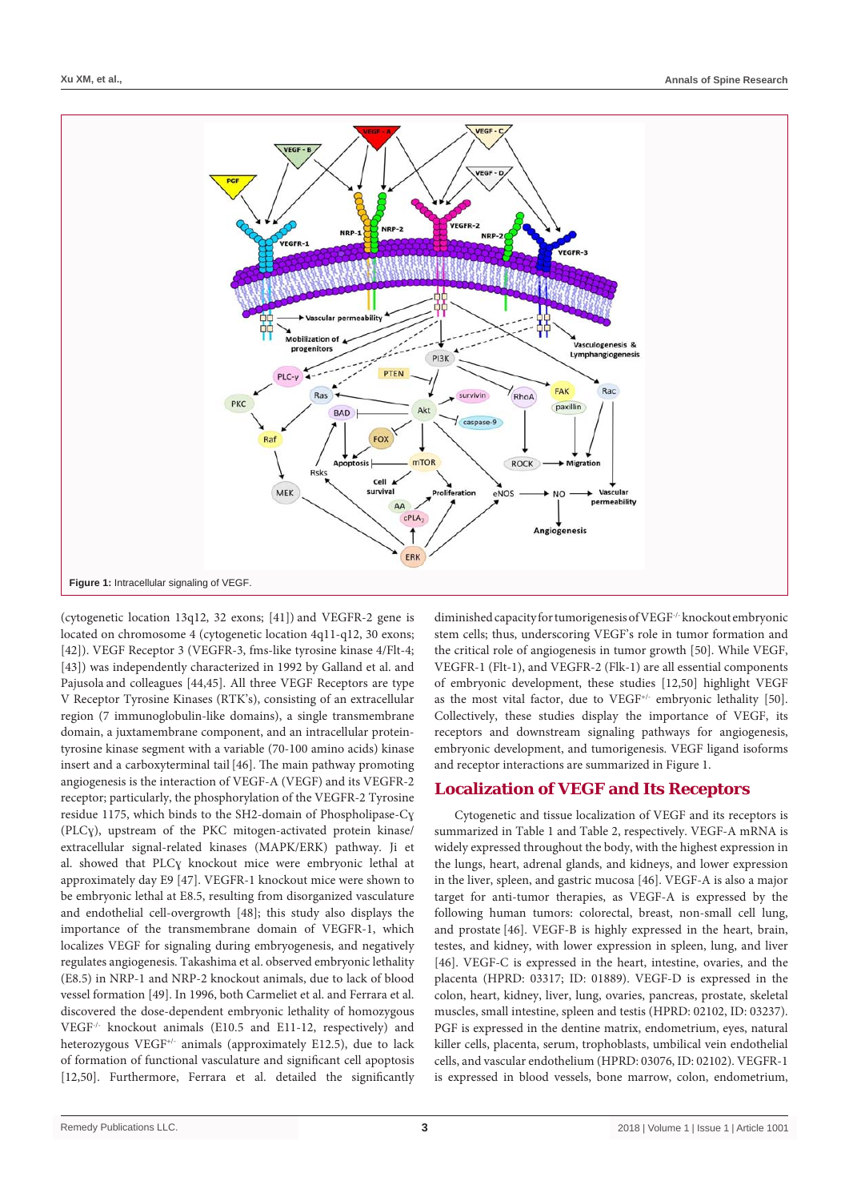Figure 1: Intracellular signaling of VEGF.

(cytogenetic location 13q12, 32 exons; [41]) and VEGFR-2 gene is located on chromosome 4 (cytogenetic location 4q11-q12, 30 exons; [42]). VEGF Receptor 3 (VEGFR-3, fms-like tyrosine kinase 4/Flt-4; [43]) was independently characterized in 1992 by Galland et al. and Pajusola and colleagues [44,45]. All three VEGF Receptors are type V Receptor Tyrosine Kinases (RTK's), consisting of an extracellular region (7 immunoglobulin-like domains), a single transmembrane domain, a juxtamembrane component, and an intracellular protein-tyrosine kinase segment with a variable (70-100 amino acids) kinase insert and a carboxyterminal tail [46]. The main pathway promoting angiogenesis is the interaction of VEGF-A (VEGF) and its VEGFR-2 receptor; particularly, the phosphorylation of the VEGFR-2 Tyrosine residue 1175, which binds to the SH2-domain of Phospholipase-Cɣ (PLCɣ), upstream of the PKC mitogen-activated protein kinase/extracellular signal-related kinases (MAPK/ERK) pathway. Ji et al. showed that PLCɣ knockout mice were embryonic lethal at approximately day E9 [47]. VEGFR-1 knockout mice were shown to be embryonic lethal at E8.5, resulting from disorganized vasculature and endothelial cell-overgrowth [48]; this study also displays the importance of the transmembrane domain of VEGFR-1, which localizes VEGF for signaling during embryogenesis, and negatively regulates angiogenesis. Takashima et al. observed embryonic lethality (E8.5) in NRP-1 and NRP-2 knockout animals, due to lack of blood vessel formation [49]. In 1996, both Carmeliet et al. and Ferrara et al. discovered the dose-dependent embryonic lethality of homozygous VEGF$^{-/-}$ knockout animals (E10.5 and E11-12, respectively) and heterozygous VEGF$^{+/-}$ animals (approximately E12.5), due to lack of formation of functional vasculature and significant cell apoptosis [12,50]. Furthermore, Ferrara et al. detailed the significantly diminished capacity for tumorigenesis of VEGF$^{-/-}$ knockout embryonic stem cells; thus, underscoring VEGF's role in tumor formation and the critical role of angiogenesis in tumor growth [50]. While VEGF, VEGFR-1 (Flt-1), and VEGFR-2 (Flk-1) are all essential components of embryonic development, these studies [12,50] highlight VEGF as the most vital factor, due to VEGF$^{+/-}$ embryonic lethality [50]. Collectively, these studies display the importance of VEGF, its receptors and downstream signaling pathways for angiogenesis, embryonic development, and tumorigenesis. VEGF ligand isoforms and receptor interactions are summarized in Figure 1.

## Localization of VEGF and Its Receptors

Cytogenetic and tissue localization of VEGF and its receptors is summarized in Table 1 and Table 2, respectively. VEGF-A mRNA is widely expressed throughout the body, with the highest expression in the lungs, heart, adrenal glands, and kidneys, and lower expression in the liver, spleen, and gastric mucosa [46]. VEGF-A is also a major target for anti-tumor therapies, as VEGF-A is expressed by the following human tumors: colorectal, breast, non-small cell lung, and prostate [46]. VEGF-B is highly expressed in the heart, brain, testes, and kidney, with lower expression in spleen, lung, and liver [46]. VEGF-C is expressed in the heart, intestine, ovaries, and the placenta (HPRD: 03317; ID: 01889). VEGF-D is expressed in the colon, heart, kidney, liver, lung, ovaries, pancreas, prostate, skeletal muscles, small intestine, spleen and testis (HPRD: 02102, ID: 03237). PGF is expressed in the dentine matrix, endometrium, eyes, natural killer cells, placenta, serum, trophoblasts, umbilical vein endothelial cells, and vascular endothelium (HPRD: 03076, ID: 02102). VEGFR-1 is expressed in blood vessels, bone marrow, colon, endometrium,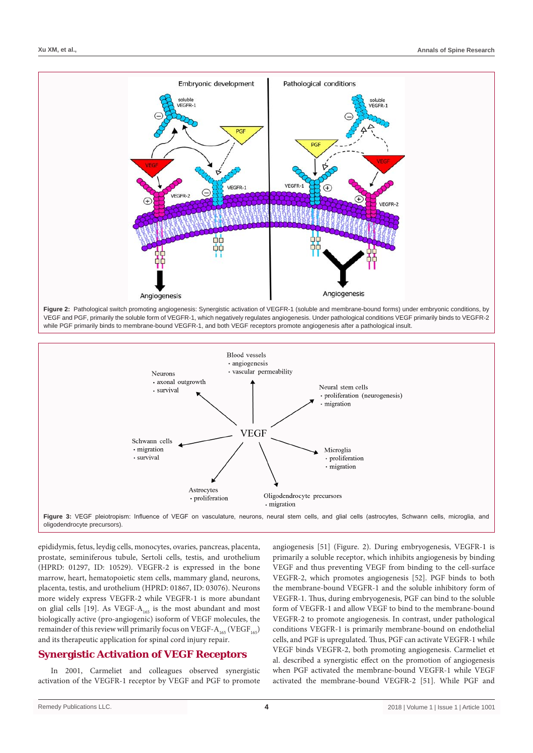Figure 2: Pathological switch promoting angiogenesis: Synergistic activation of VEGFR-1 (soluble and membrane-bound forms) under embryonic conditions, by VEGF and PGF, primarily the soluble form of VEGFR-1, which negatively regulates angiogenesis. Under pathological conditions VEGF primarily binds to VEGFR-2 while PGF primarily binds to membrane-bound VEGFR-1, and both VEGF receptors promote angiogenesis after a pathological insult.

Figure 3: VEGF pleiotropism: Influence of VEGF on vasculature, neurons, neural stem cells, and glial cells (astrocytes, Schwann cells, microglia, and oligodendrocyte precursors).

epididymis, fetus, leydig cells, monocytes, ovaries, pancreas, placenta, prostate, seminiferous tubule, Sertoli cells, testis, and urothelium (HPRD: 01297, ID: 10529). VEGFR-2 is expressed in the bone marrow, heart, hematopoietic stem cells, mammary gland, neurons, placenta, testis, and urothelium (HPRD: 01867, ID: 03076). Neurons more widely express VEGFR-2 while VEGFR-1 is more abundant on glial cells [19]. As VEGF-$A_{165}$ is the most abundant and most biologically active (pro-angiogenic) isoform of VEGF molecules, the remainder of this review will primarily focus on VEGF-$A_{165}$ ($VEGF_{165}$) and its therapeutic application for spinal cord injury repair.

## Synergistic Activation of VEGF Receptors

In 2001, Carmeliet and colleagues observed synergistic activation of the VEGFR-1 receptor by VEGF and PGF to promote angiogenesis [51] (Figure. 2). During embryogenesis, VEGFR-1 is primarily a soluble receptor, which inhibits angiogenesis by binding VEGF and thus preventing VEGF from binding to the cell-surface VEGFR-2, which promotes angiogenesis [52]. PGF binds to both the membrane-bound VEGFR-1 and the soluble inhibitory form of VEGFR-1. Thus, during embryogenesis, PGF can bind to the soluble form of VEGFR-1 and allow VEGF to bind to the membrane-bound VEGFR-2 to promote angiogenesis. In contrast, under pathological conditions VEGFR-1 is primarily membrane-bound on endothelial cells, and PGF is upregulated. Thus, PGF can activate VEGFR-1 while VEGF binds VEGFR-2, both promoting angiogenesis. Carmeliet et al. described a synergistic effect on the promotion of angiogenesis when PGF activated the membrane-bound VEGFR-1 while VEGF activated the membrane-bound VEGFR-2 [51]. While PGF and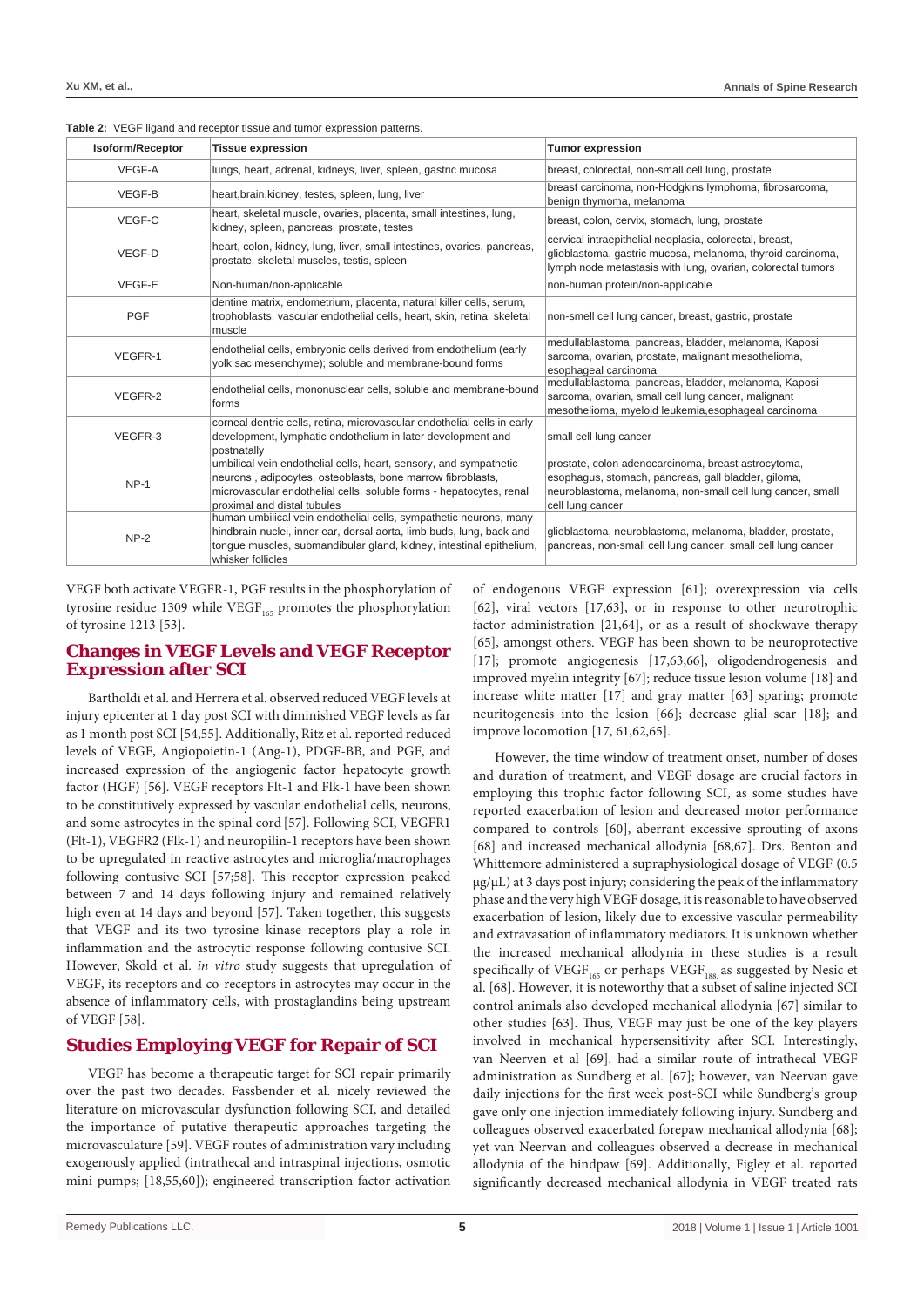**Table 2:** VEGF ligand and receptor tissue and tumor expression patterns.

| Isoform/Receptor | Tissue expression | Tumor expression |
|---|---|---|
| VEGF-A | lungs, heart, adrenal, kidneys, liver, spleen, gastric mucosa | breast, colorectal, non-small cell lung, prostate |
| VEGF-B | heart,brain,kidney, testes, spleen, lung, liver | breast carcinoma, non-Hodgkins lymphoma, fibrosarcoma, benign thymoma, melanoma |
| VEGF-C | heart, skeletal muscle, ovaries, placenta, small intestines, lung, kidney, spleen, pancreas, prostate, testes | breast, colon, cervix, stomach, lung, prostate |
| VEGF-D | heart, colon, kidney, lung, liver, small intestines, ovaries, pancreas, prostate, skeletal muscles, testis, spleen | cervical intraepithelial neoplasia, colorectal, breast, glioblastoma, gastric mucosa, melanoma, thyroid carcinoma, lymph node metastasis with lung, ovarian, colorectal tumors |
| VEGF-E | Non-human/non-applicable | non-human protein/non-applicable |
| PGF | dentine matrix, endometrium, placenta, natural killer cells, serum, trophoblasts, vascular endothelial cells, heart, skin, retina, skeletal muscle | non-smell cell lung cancer, breast, gastric, prostate |
| VEGFR-1 | endothelial cells, embryonic cells derived from endothelium (early yolk sac mesenchyme); soluble and membrane-bound forms | medullablastoma, pancreas, bladder, melanoma, Kaposi sarcoma, ovarian, prostate, malignant mesothelioma, esophageal carcinoma |
| VEGFR-2 | endothelial cells, mononusclear cells, soluble and membrane-bound forms | medullablastoma, pancreas, bladder, melanoma, Kaposi sarcoma, ovarian, small cell lung cancer, malignant mesothelioma, myeloid leukemia,esophageal carcinoma |
| VEGFR-3 | corneal dentric cells, retina, microvascular endothelial cells in early development, lymphatic endothelium in later development and postnatally | small cell lung cancer |
| NP-1 | umbilical vein endothelial cells, heart, sensory, and sympathetic neurons , adipocytes, osteoblasts, bone marrow fibroblasts, microvascular endothelial cells, soluble forms - hepatocytes, renal proximal and distal tubules | prostate, colon adenocarcinoma, breast astrocytoma, esophagus, stomach, pancreas, gall bladder, giloma, neuroblastoma, melanoma, non-small cell lung cancer, small cell lung cancer |
| NP-2 | human umbilical vein endothelial cells, sympathetic neurons, many hindbrain nuclei, inner ear, dorsal aorta, limb buds, lung, back and tongue muscles, submandibular gland, kidney, intestinal epithelium, whisker follicles | glioblastoma, neuroblastoma, melanoma, bladder, prostate, pancreas, non-small cell lung cancer, small cell lung cancer |

VEGF both activate VEGFR-1, PGF results in the phosphorylation of tyrosine residue 1309 while $VEGF_{165}$ promotes the phosphorylation of tyrosine 1213 [53].

## Changes in VEGF Levels and VEGF Receptor Expression after SCI

Bartholdi et al. and Herrera et al. observed reduced VEGF levels at injury epicenter at 1 day post SCI with diminished VEGF levels as far as 1 month post SCI [54,55]. Additionally, Ritz et al. reported reduced levels of VEGF, Angiopoietin-1 (Ang-1), PDGF-BB, and PGF, and increased expression of the angiogenic factor hepatocyte growth factor (HGF) [56]. VEGF receptors Flt-1 and Flk-1 have been shown to be constitutively expressed by vascular endothelial cells, neurons, and some astrocytes in the spinal cord [57]. Following SCI, VEGFR1 (Flt-1), VEGFR2 (Flk-1) and neuropilin-1 receptors have been shown to be upregulated in reactive astrocytes and microglia/macrophages following contusive SCI [57;58]. This receptor expression peaked between 7 and 14 days following injury and remained relatively high even at 14 days and beyond [57]. Taken together, this suggests that VEGF and its two tyrosine kinase receptors play a role in inflammation and the astrocytic response following contusive SCI. However, Skold et al. *in vitro* study suggests that upregulation of VEGF, its receptors and co-receptors in astrocytes may occur in the absence of inflammatory cells, with prostaglandins being upstream of VEGF [58].

## Studies Employing VEGF for Repair of SCI

VEGF has become a therapeutic target for SCI repair primarily over the past two decades. Fassbender et al. nicely reviewed the literature on microvascular dysfunction following SCI, and detailed the importance of putative therapeutic approaches targeting the microvasculature [59]. VEGF routes of administration vary including exogenously applied (intrathecal and intraspinal injections, osmotic mini pumps; [18,55,60]); engineered transcription factor activation of endogenous VEGF expression [61]; overexpression via cells [62], viral vectors [17,63], or in response to other neurotrophic factor administration [21,64], or as a result of shockwave therapy [65], amongst others. VEGF has been shown to be neuroprotective [17]; promote angiogenesis [17,63,66], oligodendrogenesis and improved myelin integrity [67]; reduce tissue lesion volume [18] and increase white matter [17] and gray matter [63] sparing; promote neuritogenesis into the lesion [66]; decrease glial scar [18]; and improve locomotion [17, 61,62,65].

However, the time window of treatment onset, number of doses and duration of treatment, and VEGF dosage are crucial factors in employing this trophic factor following SCI, as some studies have reported exacerbation of lesion and decreased motor performance compared to controls [60], aberrant excessive sprouting of axons [68] and increased mechanical allodynia [68,67]. Drs. Benton and Whittemore administered a supraphysiological dosage of VEGF (0.5 μg/μL) at 3 days post injury; considering the peak of the inflammatory phase and the very high VEGF dosage, it is reasonable to have observed exacerbation of lesion, likely due to excessive vascular permeability and extravasation of inflammatory mediators. It is unknown whether the increased mechanical allodynia in these studies is a result specifically of $VEGF_{165}$ or perhaps $VEGF_{188}$ as suggested by Nesic et al. [68]. However, it is noteworthy that a subset of saline injected SCI control animals also developed mechanical allodynia [67] similar to other studies [63]. Thus, VEGF may just be one of the key players involved in mechanical hypersensitivity after SCI. Interestingly, van Neerven et al [69]. had a similar route of intrathecal VEGF administration as Sundberg et al. [67]; however, van Neervan gave daily injections for the first week post-SCI while Sundberg's group gave only one injection immediately following injury. Sundberg and colleagues observed exacerbated forepaw mechanical allodynia [68]; yet van Neervan and colleagues observed a decrease in mechanical allodynia of the hindpaw [69]. Additionally, Figley et al. reported significantly decreased mechanical allodynia in VEGF treated rats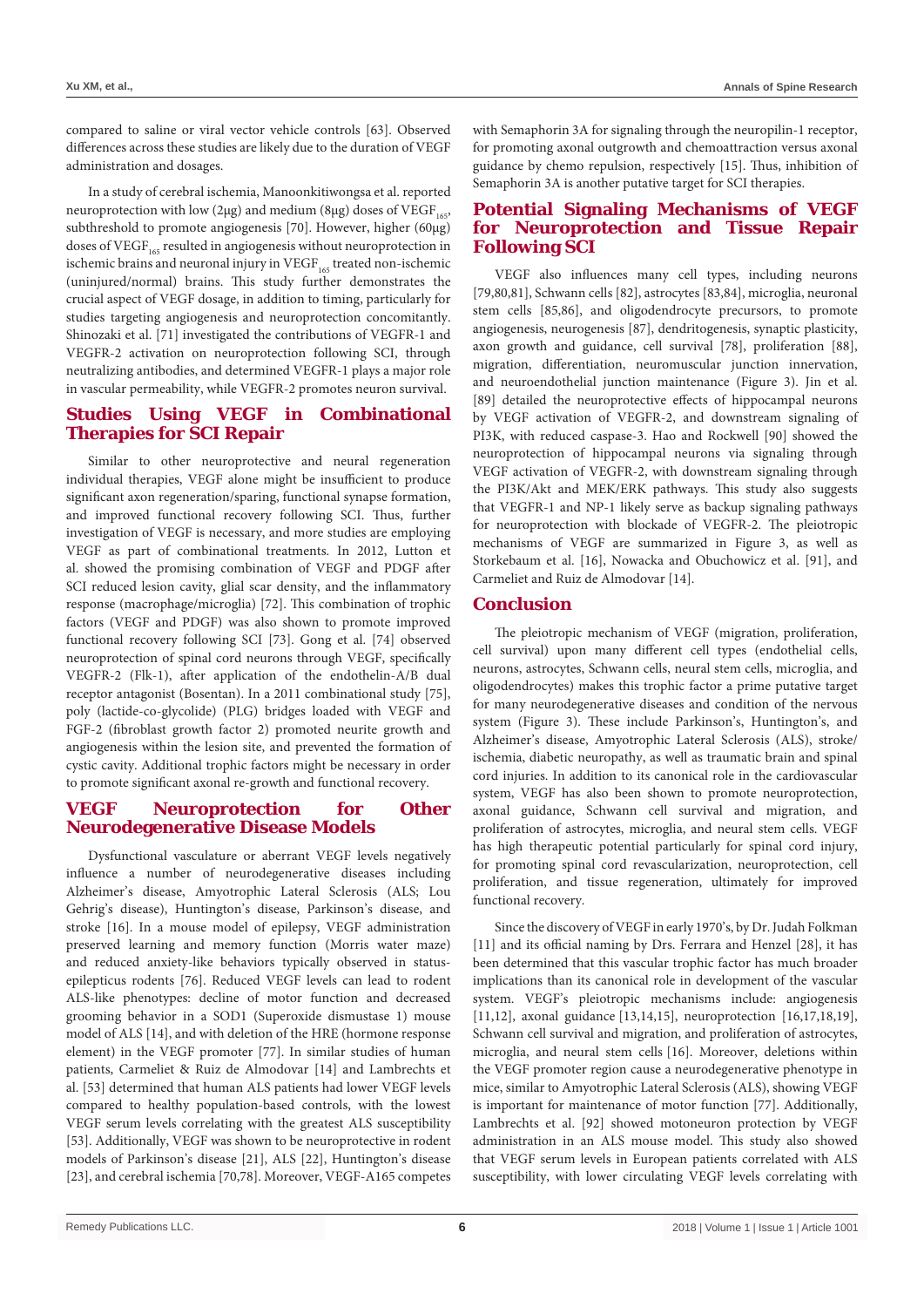compared to saline or viral vector vehicle controls [63]. Observed differences across these studies are likely due to the duration of VEGF administration and dosages.

In a study of cerebral ischemia, Manoonkitiwongsa et al. reported neuroprotection with low (2μg) and medium (8μg) doses of $VEGF_{165}$, subthreshold to promote angiogenesis [70]. However, higher (60μg) doses of $VEGF_{165}$ resulted in angiogenesis without neuroprotection in ischemic brains and neuronal injury in $VEGF_{165}$ treated non-ischemic (uninjured/normal) brains. This study further demonstrates the crucial aspect of VEGF dosage, in addition to timing, particularly for studies targeting angiogenesis and neuroprotection concomitantly. Shinozaki et al. [71] investigated the contributions of VEGFR-1 and VEGFR-2 activation on neuroprotection following SCI, through neutralizing antibodies, and determined VEGFR-1 plays a major role in vascular permeability, while VEGFR-2 promotes neuron survival.

## Studies Using VEGF in Combinational Therapies for SCI Repair

Similar to other neuroprotective and neural regeneration individual therapies, VEGF alone might be insufficient to produce significant axon regeneration/sparing, functional synapse formation, and improved functional recovery following SCI. Thus, further investigation of VEGF is necessary, and more studies are employing VEGF as part of combinational treatments. In 2012, Lutton et al. showed the promising combination of VEGF and PDGF after SCI reduced lesion cavity, glial scar density, and the inflammatory response (macrophage/microglia) [72]. This combination of trophic factors (VEGF and PDGF) was also shown to promote improved functional recovery following SCI [73]. Gong et al. [74] observed neuroprotection of spinal cord neurons through VEGF, specifically VEGFR-2 (Flk-1), after application of the endothelin-A/B dual receptor antagonist (Bosentan). In a 2011 combinational study [75], poly (lactide-co-glycolide) (PLG) bridges loaded with VEGF and FGF-2 (fibroblast growth factor 2) promoted neurite growth and angiogenesis within the lesion site, and prevented the formation of cystic cavity. Additional trophic factors might be necessary in order to promote significant axonal re-growth and functional recovery.

## VEGF Neuroprotection for Other Neurodegenerative Disease Models

Dysfunctional vasculature or aberrant VEGF levels negatively influence a number of neurodegenerative diseases including Alzheimer's disease, Amyotrophic Lateral Sclerosis (ALS; Lou Gehrig's disease), Huntington's disease, Parkinson's disease, and stroke [16]. In a mouse model of epilepsy, VEGF administration preserved learning and memory function (Morris water maze) and reduced anxiety-like behaviors typically observed in status-epilepticus rodents [76]. Reduced VEGF levels can lead to rodent ALS-like phenotypes: decline of motor function and decreased grooming behavior in a SOD1 (Superoxide dismutase 1) mouse model of ALS [14], and with deletion of the HRE (hormone response element) in the VEGF promoter [77]. In similar studies of human patients, Carmeliet & Ruiz de Almodovar [14] and Lambrechts et al. [53] determined that human ALS patients had lower VEGF levels compared to healthy population-based controls, with the lowest VEGF serum levels correlating with the greatest ALS susceptibility [53]. Additionally, VEGF was shown to be neuroprotective in rodent models of Parkinson's disease [21], ALS [22], Huntington's disease [23], and cerebral ischemia [70,78]. Moreover, VEGF-A165 competes with Semaphorin 3A for signaling through the neuropilin-1 receptor, for promoting axonal outgrowth and chemoattraction versus axonal guidance by chemo repulsion, respectively [15]. Thus, inhibition of Semaphorin 3A is another putative target for SCI therapies.

## Potential Signaling Mechanisms of VEGF for Neuroprotection and Tissue Repair Following SCI

VEGF also influences many cell types, including neurons [79,80,81], Schwann cells [82], astrocytes [83,84], microglia, neuronal stem cells [85,86], and oligodendrocyte precursors, to promote angiogenesis, neurogenesis [87], dendritogenesis, synaptic plasticity, axon growth and guidance, cell survival [78], proliferation [88], migration, differentiation, neuromuscular junction innervation, and neuroendothelial junction maintenance (Figure 3). Jin et al. [89] detailed the neuroprotective effects of hippocampal neurons by VEGF activation of VEGFR-2, and downstream signaling of PI3K, with reduced caspase-3. Hao and Rockwell [90] showed the neuroprotection of hippocampal neurons via signaling through VEGF activation of VEGFR-2, with downstream signaling through the PI3K/Akt and MEK/ERK pathways. This study also suggests that VEGFR-1 and NP-1 likely serve as backup signaling pathways for neuroprotection with blockade of VEGFR-2. The pleiotropic mechanisms of VEGF are summarized in Figure 3, as well as Storkebaum et al. [16], Nowacka and Obuchowicz et al. [91], and Carmeliet and Ruiz de Almodovar [14].

## Conclusion

The pleiotropic mechanism of VEGF (migration, proliferation, cell survival) upon many different cell types (endothelial cells, neurons, astrocytes, Schwann cells, neural stem cells, microglia, and oligodendrocytes) makes this trophic factor a prime putative target for many neurodegenerative diseases and condition of the nervous system (Figure 3). These include Parkinson's, Huntington's, and Alzheimer's disease, Amyotrophic Lateral Sclerosis (ALS), stroke/ischemia, diabetic neuropathy, as well as traumatic brain and spinal cord injuries. In addition to its canonical role in the cardiovascular system, VEGF has also been shown to promote neuroprotection, axonal guidance, Schwann cell survival and migration, and proliferation of astrocytes, microglia, and neural stem cells. VEGF has high therapeutic potential particularly for spinal cord injury, for promoting spinal cord revascularization, neuroprotection, cell proliferation, and tissue regeneration, ultimately for improved functional recovery.

Since the discovery of VEGF in early 1970's, by Dr. Judah Folkman [11] and its official naming by Drs. Ferrara and Henzel [28], it has been determined that this vascular trophic factor has much broader implications than its canonical role in development of the vascular system. VEGF's pleiotropic mechanisms include: angiogenesis [11,12], axonal guidance [13,14,15], neuroprotection [16,17,18,19], Schwann cell survival and migration, and proliferation of astrocytes, microglia, and neural stem cells [16]. Moreover, deletions within the VEGF promoter region cause a neurodegenerative phenotype in mice, similar to Amyotrophic Lateral Sclerosis (ALS), showing VEGF is important for maintenance of motor function [77]. Additionally, Lambrechts et al. [92] showed motoneuron protection by VEGF administration in an ALS mouse model. This study also showed that VEGF serum levels in European patients correlated with ALS susceptibility, with lower circulating VEGF levels correlating with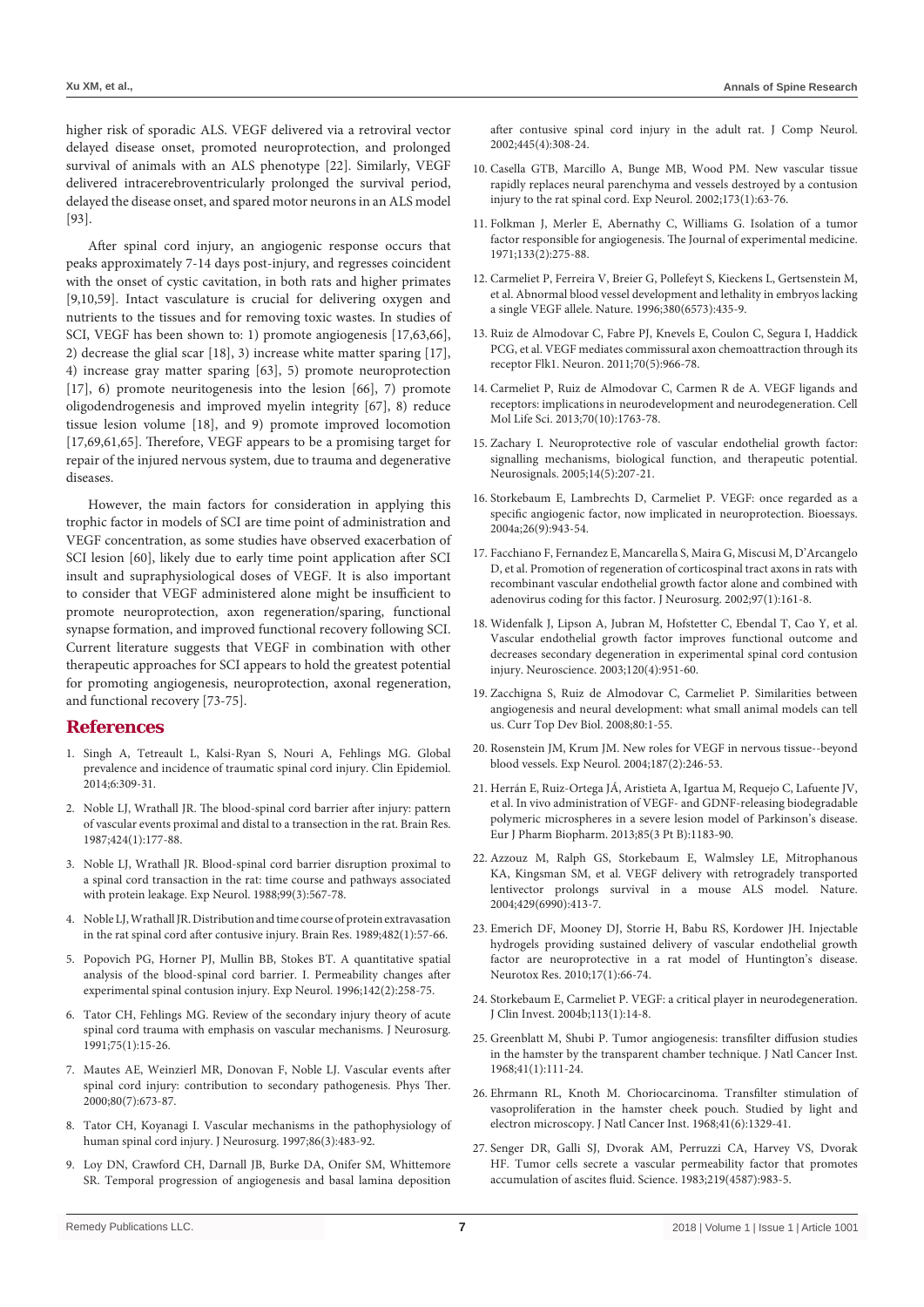higher risk of sporadic ALS. VEGF delivered via a retroviral vector delayed disease onset, promoted neuroprotection, and prolonged survival of animals with an ALS phenotype [22]. Similarly, VEGF delivered intracerebroventricularly prolonged the survival period, delayed the disease onset, and spared motor neurons in an ALS model [93].

After spinal cord injury, an angiogenic response occurs that peaks approximately 7-14 days post-injury, and regresses coincident with the onset of cystic cavitation, in both rats and higher primates [9,10,59]. Intact vasculature is crucial for delivering oxygen and nutrients to the tissues and for removing toxic wastes. In studies of SCI, VEGF has been shown to: 1) promote angiogenesis [17,63,66], 2) decrease the glial scar [18], 3) increase white matter sparing [17], 4) increase gray matter sparing [63], 5) promote neuroprotection [17], 6) promote neuritogenesis into the lesion [66], 7) promote oligodendrogenesis and improved myelin integrity [67], 8) reduce tissue lesion volume [18], and 9) promote improved locomotion [17,69,61,65]. Therefore, VEGF appears to be a promising target for repair of the injured nervous system, due to trauma and degenerative diseases.

However, the main factors for consideration in applying this trophic factor in models of SCI are time point of administration and VEGF concentration, as some studies have observed exacerbation of SCI lesion [60], likely due to early time point application after SCI insult and supraphysiological doses of VEGF. It is also important to consider that VEGF administered alone might be insufficient to promote neuroprotection, axon regeneration/sparing, functional synapse formation, and improved functional recovery following SCI. Current literature suggests that VEGF in combination with other therapeutic approaches for SCI appears to hold the greatest potential for promoting angiogenesis, neuroprotection, axonal regeneration, and functional recovery [73-75].

## References

1. Singh A, Tetreault L, Kalsi-Ryan S, Nouri A, Fehlings MG. Global prevalence and incidence of traumatic spinal cord injury. Clin Epidemiol. 2014;6:309-31.
2. Noble LJ, Wrathall JR. The blood-spinal cord barrier after injury: pattern of vascular events proximal and distal to a transection in the rat. Brain Res. 1987;424(1):177-88.
3. Noble LJ, Wrathall JR. Blood-spinal cord barrier disruption proximal to a spinal cord transection in the rat: time course and pathways associated with protein leakage. Exp Neurol. 1988;99(3):567-78.
4. Noble LJ, Wrathall JR. Distribution and time course of protein extravasation in the rat spinal cord after contusive injury. Brain Res. 1989;482(1):57-66.
5. Popovich PG, Horner PJ, Mullin BB, Stokes BT. A quantitative spatial analysis of the blood-spinal cord barrier. I. Permeability changes after experimental spinal contusion injury. Exp Neurol. 1996;142(2):258-75.
6. Tator CH, Fehlings MG. Review of the secondary injury theory of acute spinal cord trauma with emphasis on vascular mechanisms. J Neurosurg. 1991;75(1):15-26.
7. Mautes AE, Weinzierl MR, Donovan F, Noble LJ. Vascular events after spinal cord injury: contribution to secondary pathogenesis. Phys Ther. 2000;80(7):673-87.
8. Tator CH, Koyanagi I. Vascular mechanisms in the pathophysiology of human spinal cord injury. J Neurosurg. 1997;86(3):483-92.
9. Loy DN, Crawford CH, Darnall JB, Burke DA, Onifer SM, Whittemore SR. Temporal progression of angiogenesis and basal lamina deposition after contusive spinal cord injury in the adult rat. J Comp Neurol. 2002;445(4):308-24.
10. Casella GTB, Marcillo A, Bunge MB, Wood PM. New vascular tissue rapidly replaces neural parenchyma and vessels destroyed by a contusion injury to the rat spinal cord. Exp Neurol. 2002;173(1):63-76.
11. Folkman J, Merler E, Abernathy C, Williams G. Isolation of a tumor factor responsible for angiogenesis. The Journal of experimental medicine. 1971;133(2):275-88.
12. Carmeliet P, Ferreira V, Breier G, Pollefeyt S, Kieckens L, Gertsenstein M, et al. Abnormal blood vessel development and lethality in embryos lacking a single VEGF allele. Nature. 1996;380(6573):435-9.
13. Ruiz de Almodovar C, Fabre PJ, Knevels E, Coulon C, Segura I, Haddick PCG, et al. VEGF mediates commissural axon chemoattraction through its receptor Flk1. Neuron. 2011;70(5):966-78.
14. Carmeliet P, Ruiz de Almodovar C, Carmen R de A. VEGF ligands and receptors: implications in neurodevelopment and neurodegeneration. Cell Mol Life Sci. 2013;70(10):1763-78.
15. Zachary I. Neuroprotective role of vascular endothelial growth factor: signalling mechanisms, biological function, and therapeutic potential. Neurosignals. 2005;14(5):207-21.
16. Storkebaum E, Lambrechts D, Carmeliet P. VEGF: once regarded as a specific angiogenic factor, now implicated in neuroprotection. Bioessays. 2004a;26(9):943-54.
17. Facchiano F, Fernandez E, Mancarella S, Maira G, Miscusi M, D'Arcangelo D, et al. Promotion of regeneration of corticospinal tract axons in rats with recombinant vascular endothelial growth factor alone and combined with adenovirus coding for this factor. J Neurosurg. 2002;97(1):161-8.
18. Widenfalk J, Lipson A, Jubran M, Hofstetter C, Ebendal T, Cao Y, et al. Vascular endothelial growth factor improves functional outcome and decreases secondary degeneration in experimental spinal cord contusion injury. Neuroscience. 2003;120(4):951-60.
19. Zacchigna S, Ruiz de Almodovar C, Carmeliet P. Similarities between angiogenesis and neural development: what small animal models can tell us. Curr Top Dev Biol. 2008;80:1-55.
20. Rosenstein JM, Krum JM. New roles for VEGF in nervous tissue--beyond blood vessels. Exp Neurol. 2004;187(2):246-53.
21. Herrán E, Ruiz-Ortega JÁ, Aristieta A, Igartua M, Requejo C, Lafuente JV, et al. In vivo administration of VEGF- and GDNF-releasing biodegradable polymeric microspheres in a severe lesion model of Parkinson's disease. Eur J Pharm Biopharm. 2013;85(3 Pt B):1183-90.
22. Azzouz M, Ralph GS, Storkebaum E, Walmsley LE, Mitrophanous KA, Kingsman SM, et al. VEGF delivery with retrogradely transported lentivector prolongs survival in a mouse ALS model. Nature. 2004;429(6990):413-7.
23. Emerich DF, Mooney DJ, Storrie H, Babu RS, Kordower JH. Injectable hydrogels providing sustained delivery of vascular endothelial growth factor are neuroprotective in a rat model of Huntington's disease. Neurotox Res. 2010;17(1):66-74.
24. Storkebaum E, Carmeliet P. VEGF: a critical player in neurodegeneration. J Clin Invest. 2004b;113(1):14-8.
25. Greenblatt M, Shubi P. Tumor angiogenesis: transfilter diffusion studies in the hamster by the transparent chamber technique. J Natl Cancer Inst. 1968;41(1):111-24.
26. Ehrmann RL, Knoth M. Choriocarcinoma. Transfilter stimulation of vasoproliferation in the hamster cheek pouch. Studied by light and electron microscopy. J Natl Cancer Inst. 1968;41(6):1329-41.
27. Senger DR, Galli SJ, Dvorak AM, Perruzzi CA, Harvey VS, Dvorak HF. Tumor cells secrete a vascular permeability factor that promotes accumulation of ascites fluid. Science. 1983;219(4587):983-5.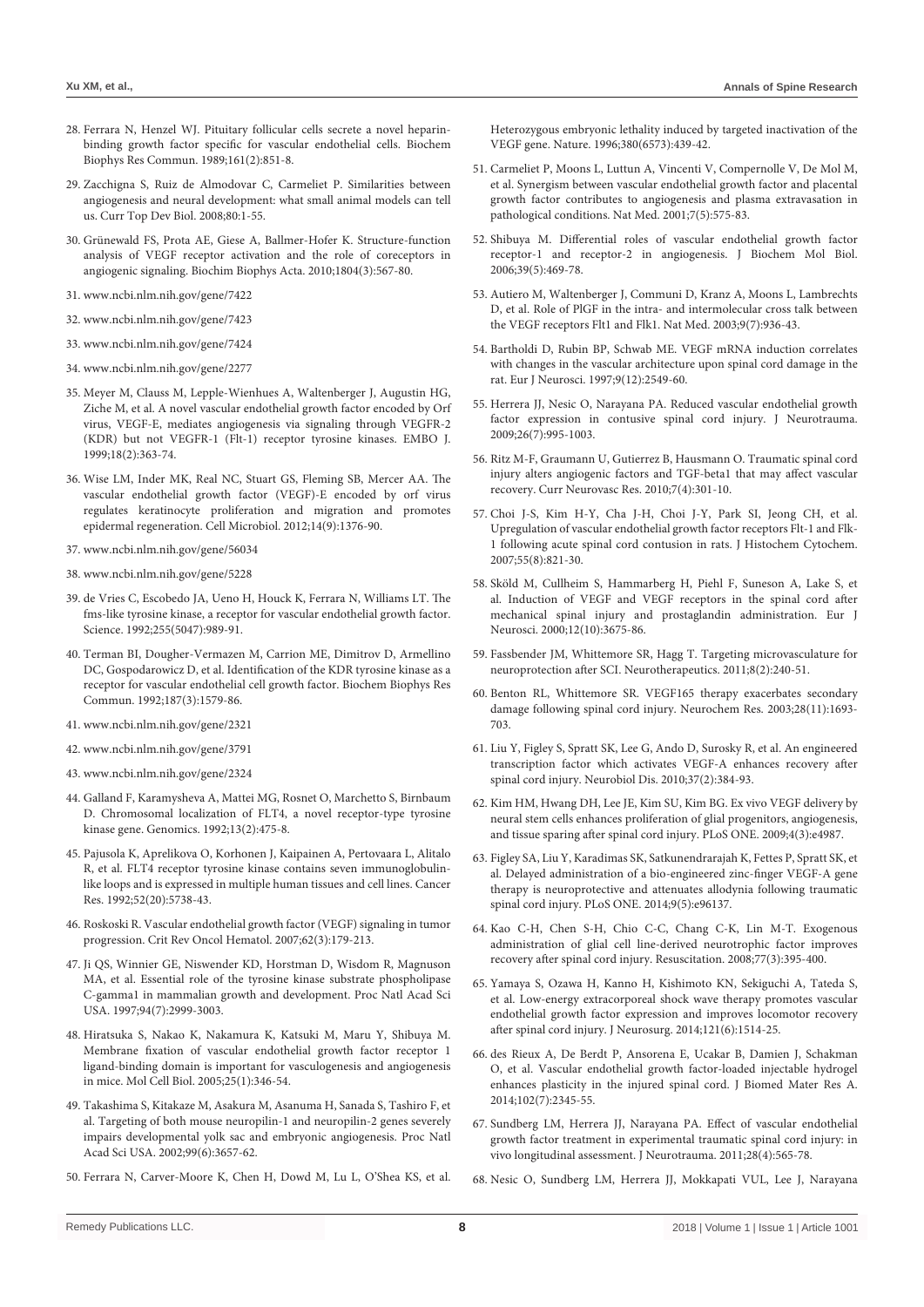28. Ferrara N, Henzel WJ. Pituitary follicular cells secrete a novel heparin-binding growth factor specific for vascular endothelial cells. Biochem Biophys Res Commun. 1989;161(2):851-8.

29. Zacchigna S, Ruiz de Almodovar C, Carmeliet P. Similarities between angiogenesis and neural development: what small animal models can tell us. Curr Top Dev Biol. 2008;80:1-55.

30. Grünewald FS, Prota AE, Giese A, Ballmer-Hofer K. Structure-function analysis of VEGF receptor activation and the role of coreceptors in angiogenic signaling. Biochim Biophys Acta. 2010;1804(3):567-80.

31. www.ncbi.nlm.nih.gov/gene/7422

32. www.ncbi.nlm.nih.gov/gene/7423

33. www.ncbi.nlm.nih.gov/gene/7424

34. www.ncbi.nlm.nih.gov/gene/2277

35. Meyer M, Clauss M, Lepple-Wienhues A, Waltenberger J, Augustin HG, Ziche M, et al. A novel vascular endothelial growth factor encoded by Orf virus, VEGF-E, mediates angiogenesis via signaling through VEGFR-2 (KDR) but not VEGFR-1 (Flt-1) receptor tyrosine kinases. EMBO J. 1999;18(2):363-74.

36. Wise LM, Inder MK, Real NC, Stuart GS, Fleming SB, Mercer AA. The vascular endothelial growth factor (VEGF)-E encoded by orf virus regulates keratinocyte proliferation and migration and promotes epidermal regeneration. Cell Microbiol. 2012;14(9):1376-90.

37. www.ncbi.nlm.nih.gov/gene/56034

38. www.ncbi.nlm.nih.gov/gene/5228

39. de Vries C, Escobedo JA, Ueno H, Houck K, Ferrara N, Williams LT. The fms-like tyrosine kinase, a receptor for vascular endothelial growth factor. Science. 1992;255(5047):989-91.

40. Terman BI, Dougher-Vermazen M, Carrion ME, Dimitrov D, Armellino DC, Gospodarowicz D, et al. Identification of the KDR tyrosine kinase as a receptor for vascular endothelial cell growth factor. Biochem Biophys Res Commun. 1992;187(3):1579-86.

41. www.ncbi.nlm.nih.gov/gene/2321

42. www.ncbi.nlm.nih.gov/gene/3791

43. www.ncbi.nlm.nih.gov/gene/2324

44. Galland F, Karamysheva A, Mattei MG, Rosnet O, Marchetto S, Birnbaum D. Chromosomal localization of FLT4, a novel receptor-type tyrosine kinase gene. Genomics. 1992;13(2):475-8.

45. Pajusola K, Aprelikova O, Korhonen J, Kaipainen A, Pertovaara L, Alitalo R, et al. FLT4 receptor tyrosine kinase contains seven immunoglobulin-like loops and is expressed in multiple human tissues and cell lines. Cancer Res. 1992;52(20):5738-43.

46. Roskoski R. Vascular endothelial growth factor (VEGF) signaling in tumor progression. Crit Rev Oncol Hematol. 2007;62(3):179-213.

47. Ji QS, Winnier GE, Niswender KD, Horstman D, Wisdom R, Magnuson MA, et al. Essential role of the tyrosine kinase substrate phospholipase C-gamma1 in mammalian growth and development. Proc Natl Acad Sci USA. 1997;94(7):2999-3003.

48. Hiratsuka S, Nakao K, Nakamura K, Katsuki M, Maru Y, Shibuya M. Membrane fixation of vascular endothelial growth factor receptor 1 ligand-binding domain is important for vasculogenesis and angiogenesis in mice. Mol Cell Biol. 2005;25(1):346-54.

49. Takashima S, Kitakaze M, Asakura M, Asanuma H, Sanada S, Tashiro F, et al. Targeting of both mouse neuropilin-1 and neuropilin-2 genes severely impairs developmental yolk sac and embryonic angiogenesis. Proc Natl Acad Sci USA. 2002;99(6):3657-62.

50. Ferrara N, Carver-Moore K, Chen H, Dowd M, Lu L, O'Shea KS, et al. Heterozygous embryonic lethality induced by targeted inactivation of the VEGF gene. Nature. 1996;380(6573):439-42.

51. Carmeliet P, Moons L, Luttun A, Vincenti V, Compernolle V, De Mol M, et al. Synergism between vascular endothelial growth factor and placental growth factor contributes to angiogenesis and plasma extravasation in pathological conditions. Nat Med. 2001;7(5):575-83.

52. Shibuya M. Differential roles of vascular endothelial growth factor receptor-1 and receptor-2 in angiogenesis. J Biochem Mol Biol. 2006;39(5):469-78.

53. Autiero M, Waltenberger J, Communi D, Kranz A, Moons L, Lambrechts D, et al. Role of PlGF in the intra- and intermolecular cross talk between the VEGF receptors Flt1 and Flk1. Nat Med. 2003;9(7):936-43.

54. Bartholdi D, Rubin BP, Schwab ME. VEGF mRNA induction correlates with changes in the vascular architecture upon spinal cord damage in the rat. Eur J Neurosci. 1997;9(12):2549-60.

55. Herrera JJ, Nesic O, Narayana PA. Reduced vascular endothelial growth factor expression in contusive spinal cord injury. J Neurotrauma. 2009;26(7):995-1003.

56. Ritz M-F, Graumann U, Gutierrez B, Hausmann O. Traumatic spinal cord injury alters angiogenic factors and TGF-beta1 that may affect vascular recovery. Curr Neurovasc Res. 2010;7(4):301-10.

57. Choi J-S, Kim H-Y, Cha J-H, Choi J-Y, Park SI, Jeong CH, et al. Upregulation of vascular endothelial growth factor receptors Flt-1 and Flk-1 following acute spinal cord contusion in rats. J Histochem Cytochem. 2007;55(8):821-30.

58. Sköld M, Cullheim S, Hammarberg H, Piehl F, Suneson A, Lake S, et al. Induction of VEGF and VEGF receptors in the spinal cord after mechanical spinal injury and prostaglandin administration. Eur J Neurosci. 2000;12(10):3675-86.

59. Fassbender JM, Whittemore SR, Hagg T. Targeting microvasculature for neuroprotection after SCI. Neurotherapeutics. 2011;8(2):240-51.

60. Benton RL, Whittemore SR. VEGF165 therapy exacerbates secondary damage following spinal cord injury. Neurochem Res. 2003;28(11):1693-703.

61. Liu Y, Figley S, Spratt SK, Lee G, Ando D, Surosky R, et al. An engineered transcription factor which activates VEGF-A enhances recovery after spinal cord injury. Neurobiol Dis. 2010;37(2):384-93.

62. Kim HM, Hwang DH, Lee JE, Kim SU, Kim BG. Ex vivo VEGF delivery by neural stem cells enhances proliferation of glial progenitors, angiogenesis, and tissue sparing after spinal cord injury. PLoS ONE. 2009;4(3):e4987.

63. Figley SA, Liu Y, Karadimas SK, Satkunendrarajah K, Fettes P, Spratt SK, et al. Delayed administration of a bio-engineered zinc-finger VEGF-A gene therapy is neuroprotective and attenuates allodynia following traumatic spinal cord injury. PLoS ONE. 2014;9(5):e96137.

64. Kao C-H, Chen S-H, Chio C-C, Chang C-K, Lin M-T. Exogenous administration of glial cell line-derived neurotrophic factor improves recovery after spinal cord injury. Resuscitation. 2008;77(3):395-400.

65. Yamaya S, Ozawa H, Kanno H, Kishimoto KN, Sekiguchi A, Tateda S, et al. Low-energy extracorporeal shock wave therapy promotes vascular endothelial growth factor expression and improves locomotor recovery after spinal cord injury. J Neurosurg. 2014;121(6):1514-25.

66. des Rieux A, De Berdt P, Ansorena E, Ucakar B, Damien J, Schakman O, et al. Vascular endothelial growth factor-loaded injectable hydrogel enhances plasticity in the injured spinal cord. J Biomed Mater Res A. 2014;102(7):2345-55.

67. Sundberg LM, Herrera JJ, Narayana PA. Effect of vascular endothelial growth factor treatment in experimental traumatic spinal cord injury: in vivo longitudinal assessment. J Neurotrauma. 2011;28(4):565-78.

68. Nesic O, Sundberg LM, Herrera JJ, Mokkapati VUL, Lee J, Narayana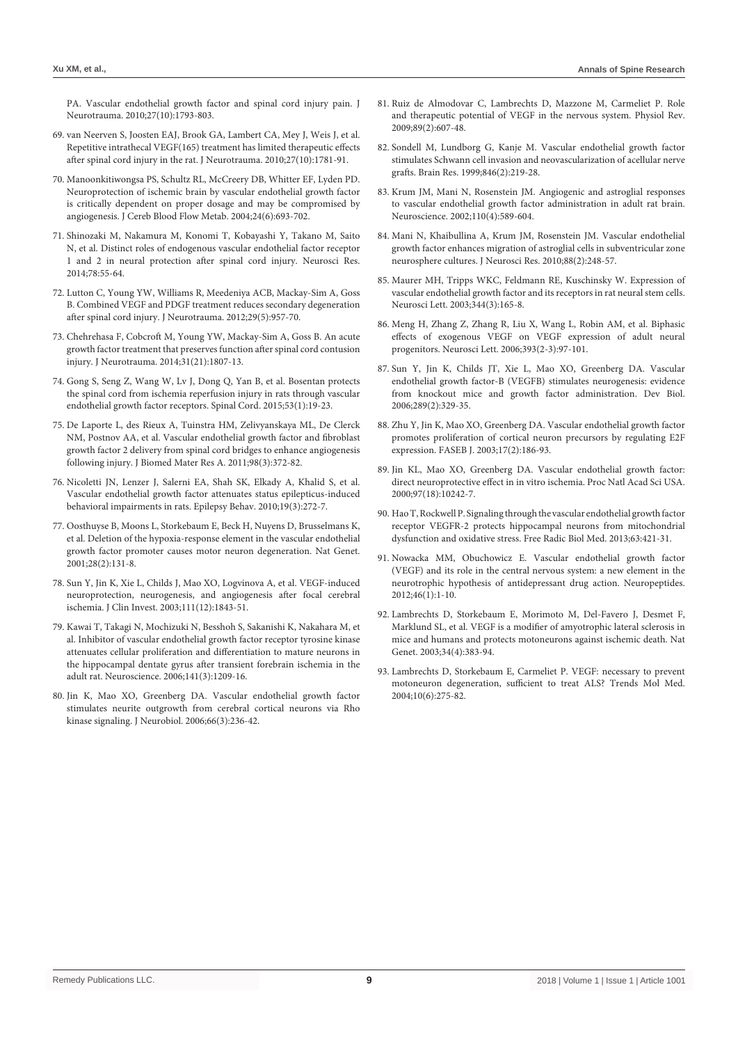PA. Vascular endothelial growth factor and spinal cord injury pain. J Neurotrauma. 2010;27(10):1793-803.

69. van Neerven S, Joosten EAJ, Brook GA, Lambert CA, Mey J, Weis J, et al. Repetitive intrathecal VEGF(165) treatment has limited therapeutic effects after spinal cord injury in the rat. J Neurotrauma. 2010;27(10):1781-91.

70. Manoonkitiwongsa PS, Schultz RL, McCreery DB, Whitter EF, Lyden PD. Neuroprotection of ischemic brain by vascular endothelial growth factor is critically dependent on proper dosage and may be compromised by angiogenesis. J Cereb Blood Flow Metab. 2004;24(6):693-702.

71. Shinozaki M, Nakamura M, Konomi T, Kobayashi Y, Takano M, Saito N, et al. Distinct roles of endogenous vascular endothelial factor receptor 1 and 2 in neural protection after spinal cord injury. Neurosci Res. 2014;78:55-64.

72. Lutton C, Young YW, Williams R, Meedeniya ACB, Mackay-Sim A, Goss B. Combined VEGF and PDGF treatment reduces secondary degeneration after spinal cord injury. J Neurotrauma. 2012;29(5):957-70.

73. Chehrehasa F, Cobcroft M, Young YW, Mackay-Sim A, Goss B. An acute growth factor treatment that preserves function after spinal cord contusion injury. J Neurotrauma. 2014;31(21):1807-13.

74. Gong S, Seng Z, Wang W, Lv J, Dong Q, Yan B, et al. Bosentan protects the spinal cord from ischemia reperfusion injury in rats through vascular endothelial growth factor receptors. Spinal Cord. 2015;53(1):19-23.

75. De Laporte L, des Rieux A, Tuinstra HM, Zelivyanskaya ML, De Clerck NM, Postnov AA, et al. Vascular endothelial growth factor and fibroblast growth factor 2 delivery from spinal cord bridges to enhance angiogenesis following injury. J Biomed Mater Res A. 2011;98(3):372-82.

76. Nicoletti JN, Lenzer J, Salerni EA, Shah SK, Elkady A, Khalid S, et al. Vascular endothelial growth factor attenuates status epilepticus-induced behavioral impairments in rats. Epilepsy Behav. 2010;19(3):272-7.

77. Oosthuyse B, Moons L, Storkebaum E, Beck H, Nuyens D, Brusselmans K, et al. Deletion of the hypoxia-response element in the vascular endothelial growth factor promoter causes motor neuron degeneration. Nat Genet. 2001;28(2):131-8.

78. Sun Y, Jin K, Xie L, Childs J, Mao XO, Logvinova A, et al. VEGF-induced neuroprotection, neurogenesis, and angiogenesis after focal cerebral ischemia. J Clin Invest. 2003;111(12):1843-51.

79. Kawai T, Takagi N, Mochizuki N, Besshoh S, Sakanishi K, Nakahara M, et al. Inhibitor of vascular endothelial growth factor receptor tyrosine kinase attenuates cellular proliferation and differentiation to mature neurons in the hippocampal dentate gyrus after transient forebrain ischemia in the adult rat. Neuroscience. 2006;141(3):1209-16.

80. Jin K, Mao XO, Greenberg DA. Vascular endothelial growth factor stimulates neurite outgrowth from cerebral cortical neurons via Rho kinase signaling. J Neurobiol. 2006;66(3):236-42.

81. Ruiz de Almodovar C, Lambrechts D, Mazzone M, Carmeliet P. Role and therapeutic potential of VEGF in the nervous system. Physiol Rev. 2009;89(2):607-48.

82. Sondell M, Lundborg G, Kanje M. Vascular endothelial growth factor stimulates Schwann cell invasion and neovascularization of acellular nerve grafts. Brain Res. 1999;846(2):219-28.

83. Krum JM, Mani N, Rosenstein JM. Angiogenic and astroglial responses to vascular endothelial growth factor administration in adult rat brain. Neuroscience. 2002;110(4):589-604.

84. Mani N, Khaibullina A, Krum JM, Rosenstein JM. Vascular endothelial growth factor enhances migration of astroglial cells in subventricular zone neurosphere cultures. J Neurosci Res. 2010;88(2):248-57.

85. Maurer MH, Tripps WKC, Feldmann RE, Kuschinsky W. Expression of vascular endothelial growth factor and its receptors in rat neural stem cells. Neurosci Lett. 2003;344(3):165-8.

86. Meng H, Zhang Z, Zhang R, Liu X, Wang L, Robin AM, et al. Biphasic effects of exogenous VEGF on VEGF expression of adult neural progenitors. Neurosci Lett. 2006;393(2-3):97-101.

87. Sun Y, Jin K, Childs JT, Xie L, Mao XO, Greenberg DA. Vascular endothelial growth factor-B (VEGFB) stimulates neurogenesis: evidence from knockout mice and growth factor administration. Dev Biol. 2006;289(2):329-35.

88. Zhu Y, Jin K, Mao XO, Greenberg DA. Vascular endothelial growth factor promotes proliferation of cortical neuron precursors by regulating E2F expression. FASEB J. 2003;17(2):186-93.

89. Jin KL, Mao XO, Greenberg DA. Vascular endothelial growth factor: direct neuroprotective effect in in vitro ischemia. Proc Natl Acad Sci USA. 2000;97(18):10242-7.

90. Hao T, Rockwell P. Signaling through the vascular endothelial growth factor receptor VEGFR-2 protects hippocampal neurons from mitochondrial dysfunction and oxidative stress. Free Radic Biol Med. 2013;63:421-31.

91. Nowacka MM, Obuchowicz E. Vascular endothelial growth factor (VEGF) and its role in the central nervous system: a new element in the neurotrophic hypothesis of antidepressant drug action. Neuropeptides. 2012;46(1):1-10.

92. Lambrechts D, Storkebaum E, Morimoto M, Del-Favero J, Desmet F, Marklund SL, et al. VEGF is a modifier of amyotrophic lateral sclerosis in mice and humans and protects motoneurons against ischemic death. Nat Genet. 2003;34(4):383-94.

93. Lambrechts D, Storkebaum E, Carmeliet P. VEGF: necessary to prevent motoneuron degeneration, sufficient to treat ALS? Trends Mol Med. 2004;10(6):275-82.